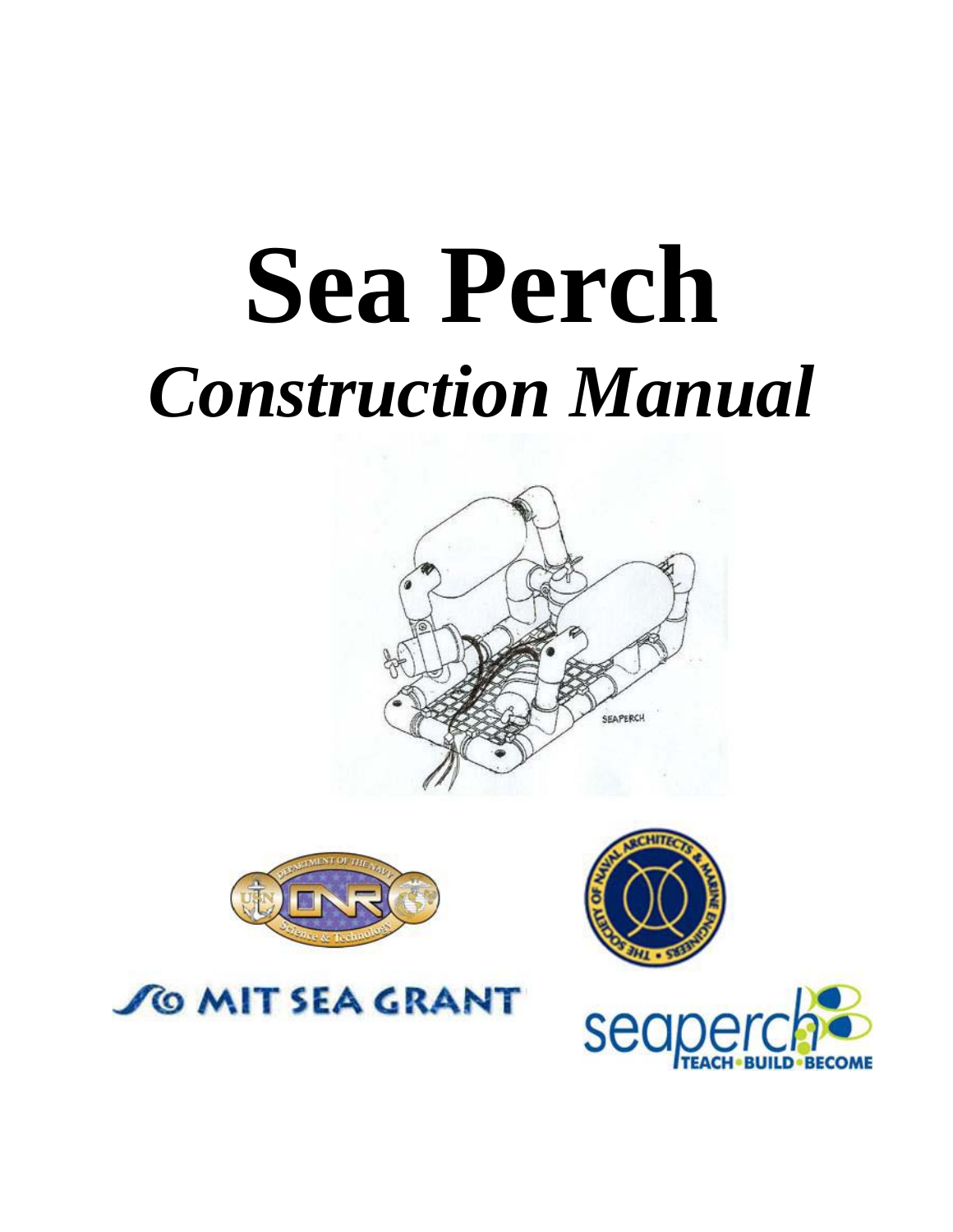# Sea Perch

## *Construction Manual*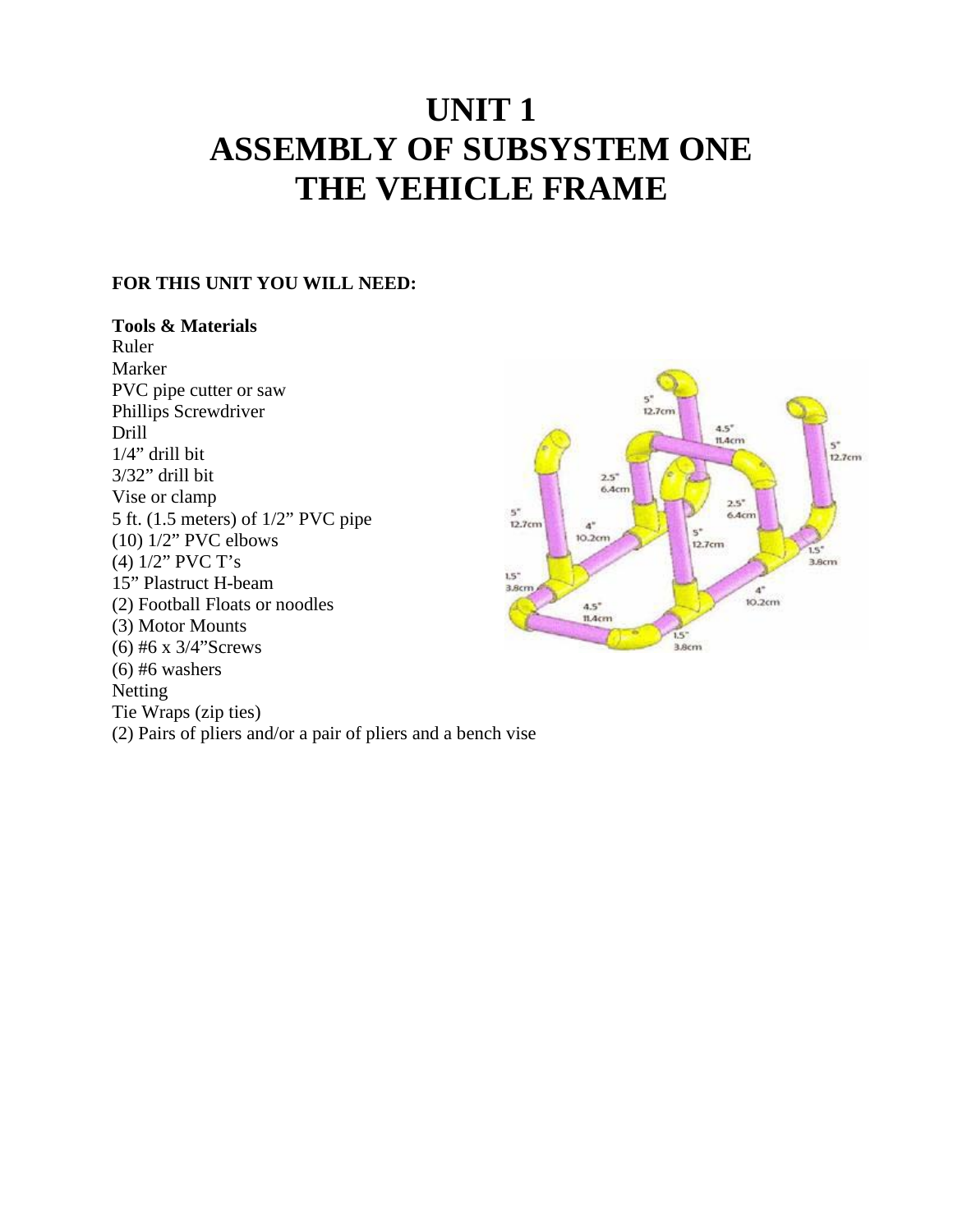# UNIT 1
# ASSEMBLY OF SUBSYSTEM ONE
# THE VEHICLE FRAME

**FOR THIS UNIT YOU WILL NEED:**

**Tools & Materials**

Ruler
Marker
PVC pipe cutter or saw
Phillips Screwdriver
Drill
1/4" drill bit
3/32" drill bit
Vise or clamp
5 ft. (1.5 meters) of 1/2" PVC pipe
(10) 1/2" PVC elbows
(4) 1/2" PVC T's
15" Plastruct H-beam
(2) Football Floats or noodles
(3) Motor Mounts
(6) #6 x 3/4"Screws
(6) #6 washers
Netting
Tie Wraps (zip ties)
(2) Pairs of pliers and/or a pair of pliers and a bench vise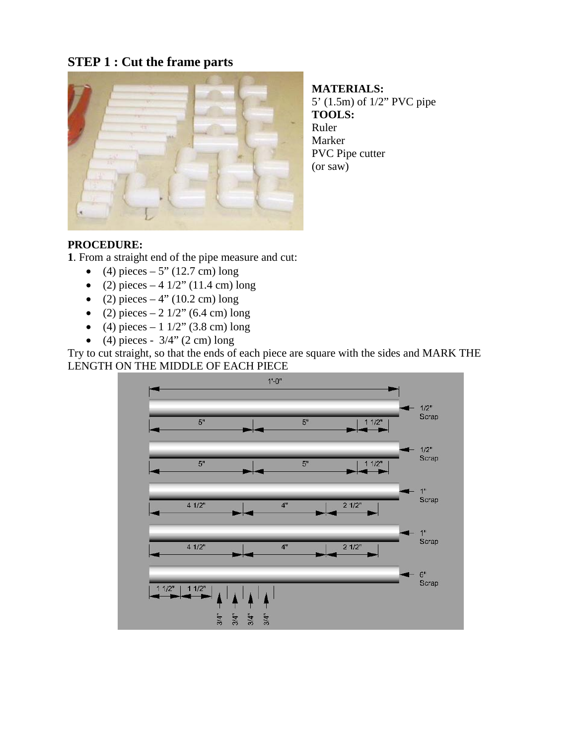## STEP 1 : Cut the frame parts

**MATERIALS:**
5' (1.5m) of 1/2" PVC pipe
**TOOLS:**
Ruler
Marker
PVC Pipe cutter
(or saw)

**PROCEDURE:**
**1**. From a straight end of the pipe measure and cut:

- (4) pieces – 5" (12.7 cm) long
- (2) pieces – 4 1/2" (11.4 cm) long
- (2) pieces – 4" (10.2 cm) long
- (2) pieces – 2 1/2" (6.4 cm) long
- (4) pieces – 1 1/2" (3.8 cm) long
- (4) pieces - 3/4" (2 cm) long

Try to cut straight, so that the ends of each piece are square with the sides and MARK THE LENGTH ON THE MIDDLE OF EACH PIECE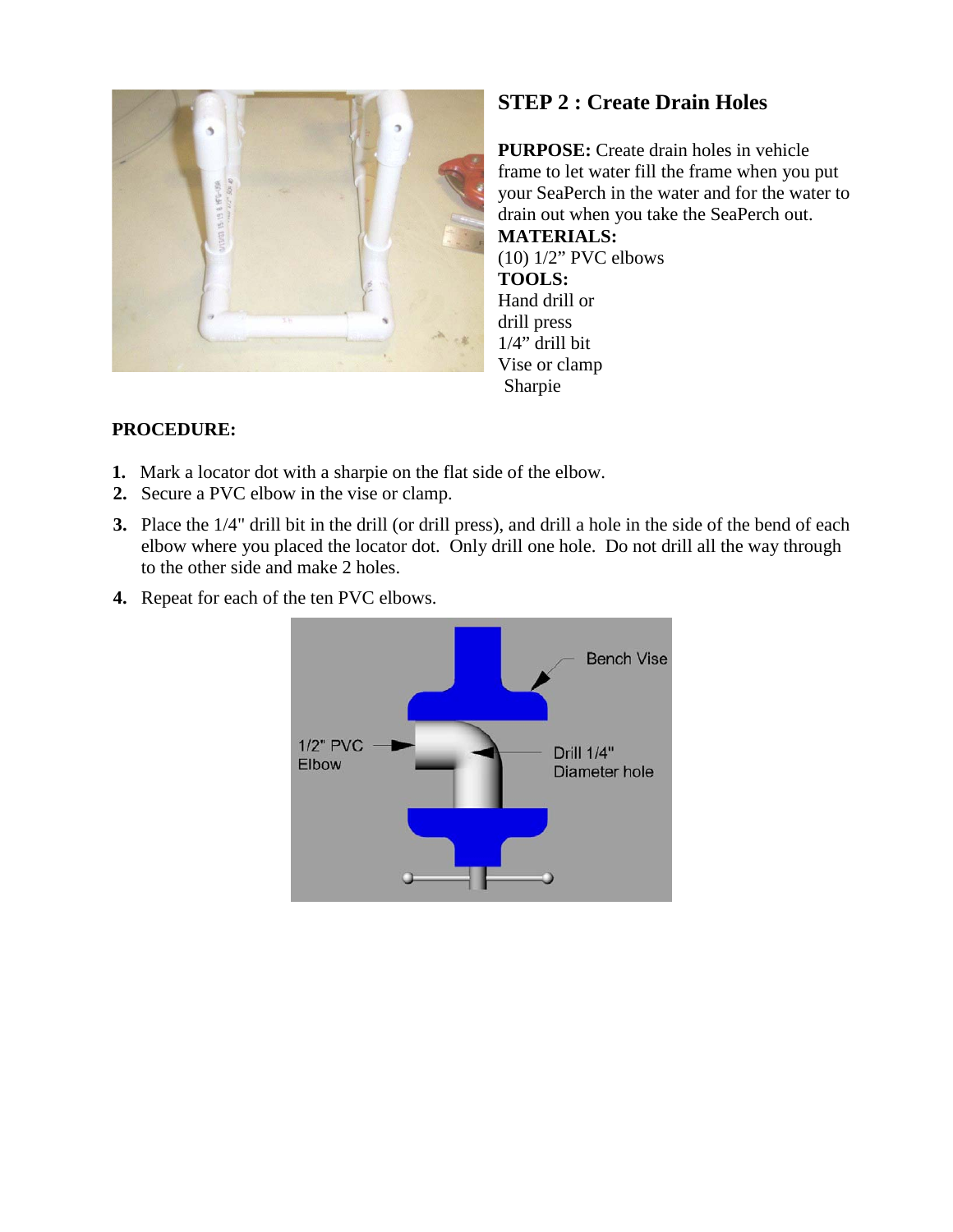## STEP 2 : Create Drain Holes

**PURPOSE:** Create drain holes in vehicle frame to let water fill the frame when you put your SeaPerch in the water and for the water to drain out when you take the SeaPerch out.

**MATERIALS:**
(10) 1/2" PVC elbows

**TOOLS:**
Hand drill or
drill press
1/4" drill bit
Vise or clamp
Sharpie

**PROCEDURE:**

1. Mark a locator dot with a sharpie on the flat side of the elbow.
2. Secure a PVC elbow in the vise or clamp.
3. Place the 1/4" drill bit in the drill (or drill press), and drill a hole in the side of the bend of each elbow where you placed the locator dot. Only drill one hole. Do not drill all the way through to the other side and make 2 holes.
4. Repeat for each of the ten PVC elbows.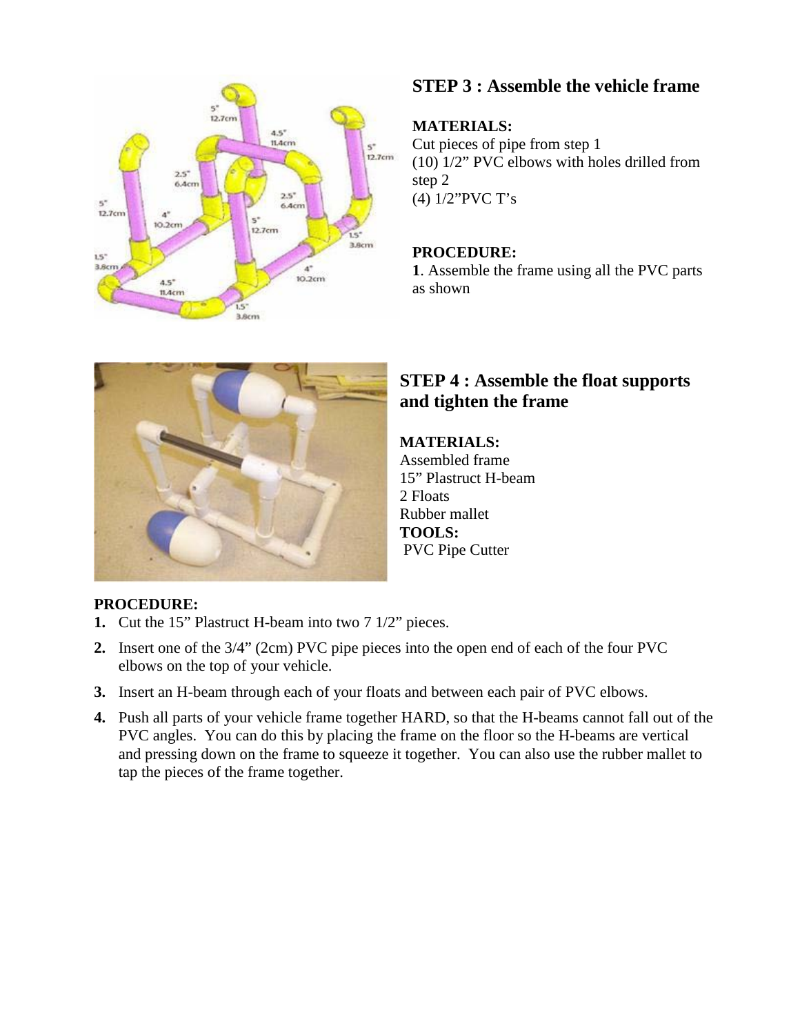## STEP 3 : Assemble the vehicle frame

**MATERIALS:**
Cut pieces of pipe from step 1
(10) 1/2" PVC elbows with holes drilled from step 2
(4) 1/2"PVC T's

**PROCEDURE:**
**1**. Assemble the frame using all the PVC parts as shown

## STEP 4 : Assemble the float supports and tighten the frame

**MATERIALS:**
Assembled frame
15" Plastruct H-beam
2 Floats
Rubber mallet
**TOOLS:**
PVC Pipe Cutter

**PROCEDURE:**

1. Cut the 15" Plastruct H-beam into two 7 1/2" pieces.
2. Insert one of the 3/4" (2cm) PVC pipe pieces into the open end of each of the four PVC elbows on the top of your vehicle.
3. Insert an H-beam through each of your floats and between each pair of PVC elbows.
4. Push all parts of your vehicle frame together HARD, so that the H-beams cannot fall out of the PVC angles. You can do this by placing the frame on the floor so the H-beams are vertical and pressing down on the frame to squeeze it together. You can also use the rubber mallet to tap the pieces of the frame together.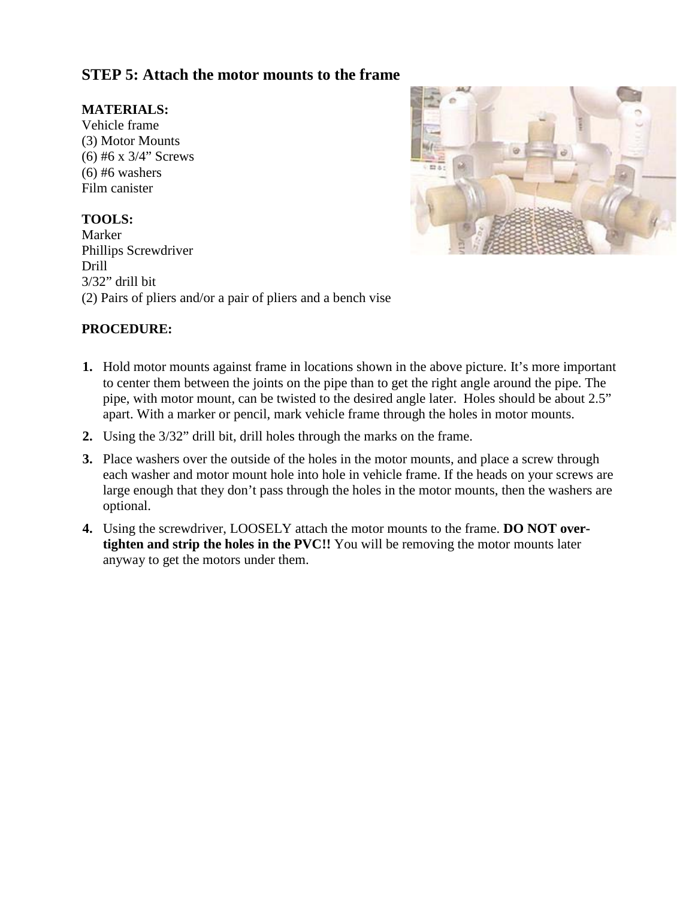## STEP 5: Attach the motor mounts to the frame

**MATERIALS:**
Vehicle frame
(3) Motor Mounts
(6) #6 x 3/4" Screws
(6) #6 washers
Film canister

**TOOLS:**
Marker
Phillips Screwdriver
Drill
3/32" drill bit
(2) Pairs of pliers and/or a pair of pliers and a bench vise

**PROCEDURE:**

1. Hold motor mounts against frame in locations shown in the above picture. It's more important to center them between the joints on the pipe than to get the right angle around the pipe. The pipe, with motor mount, can be twisted to the desired angle later. Holes should be about 2.5" apart. With a marker or pencil, mark vehicle frame through the holes in motor mounts.
2. Using the 3/32" drill bit, drill holes through the marks on the frame.
3. Place washers over the outside of the holes in the motor mounts, and place a screw through each washer and motor mount hole into hole in vehicle frame. If the heads on your screws are large enough that they don't pass through the holes in the motor mounts, then the washers are optional.
4. Using the screwdriver, LOOSELY attach the motor mounts to the frame. **DO NOT over-tighten and strip the holes in the PVC!!** You will be removing the motor mounts later anyway to get the motors under them.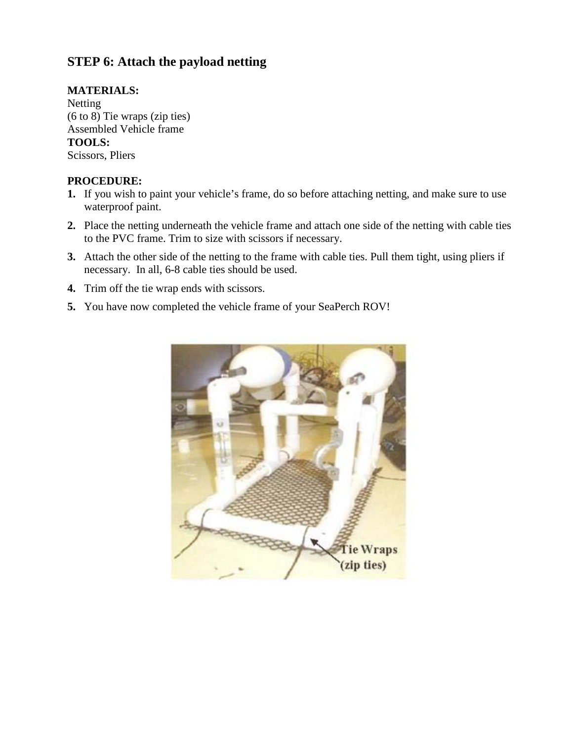## STEP 6: Attach the payload netting

**MATERIALS:**
Netting
(6 to 8) Tie wraps (zip ties)
Assembled Vehicle frame
**TOOLS:**
Scissors, Pliers

**PROCEDURE:**

1. If you wish to paint your vehicle's frame, do so before attaching netting, and make sure to use waterproof paint.
2. Place the netting underneath the vehicle frame and attach one side of the netting with cable ties to the PVC frame. Trim to size with scissors if necessary.
3. Attach the other side of the netting to the frame with cable ties. Pull them tight, using pliers if necessary. In all, 6-8 cable ties should be used.
4. Trim off the tie wrap ends with scissors.
5. You have now completed the vehicle frame of your SeaPerch ROV!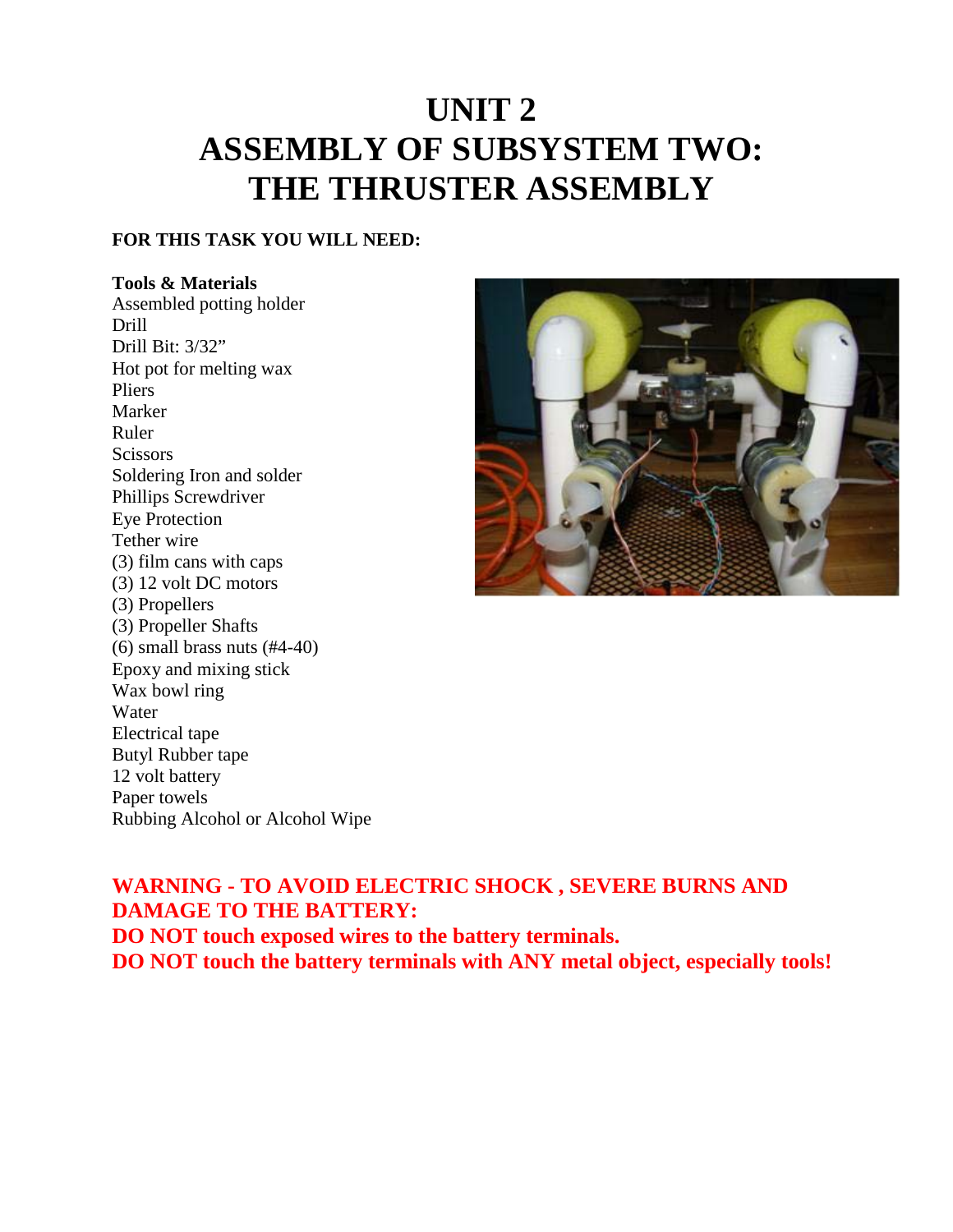# UNIT 2
# ASSEMBLY OF SUBSYSTEM TWO: THE THRUSTER ASSEMBLY

**FOR THIS TASK YOU WILL NEED:**

**Tools & Materials**

Assembled potting holder
Drill
Drill Bit: 3/32"
Hot pot for melting wax
Pliers
Marker
Ruler
Scissors
Soldering Iron and solder
Phillips Screwdriver
Eye Protection
Tether wire
(3) film cans with caps
(3) 12 volt DC motors
(3) Propellers
(3) Propeller Shafts
(6) small brass nuts (#4-40)
Epoxy and mixing stick
Wax bowl ring
Water
Electrical tape
Butyl Rubber tape
12 volt battery
Paper towels
Rubbing Alcohol or Alcohol Wipe

**WARNING - TO AVOID ELECTRIC SHOCK , SEVERE BURNS AND DAMAGE TO THE BATTERY:**
**DO NOT touch exposed wires to the battery terminals.**
**DO NOT touch the battery terminals with ANY metal object, especially tools!**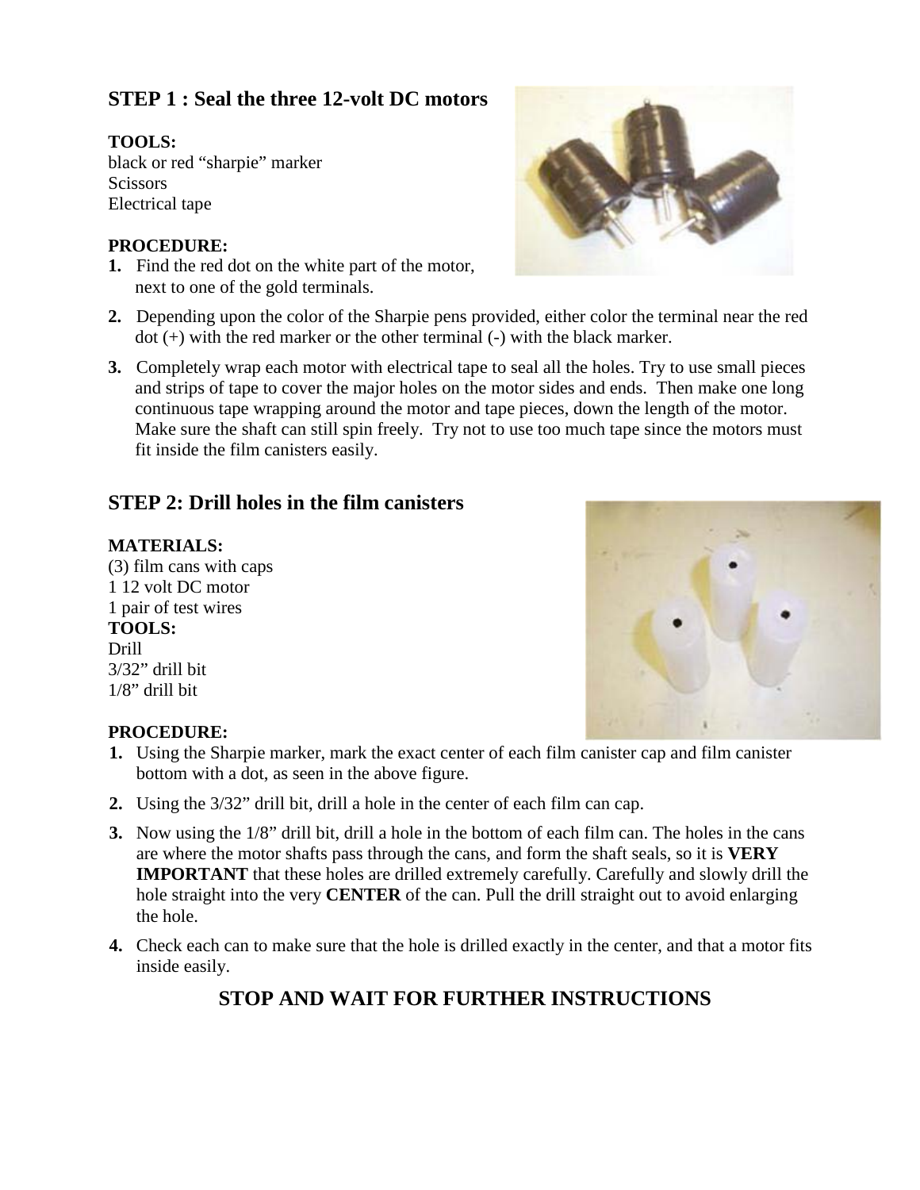## STEP 1 : Seal the three 12-volt DC motors

**TOOLS:**
black or red "sharpie" marker
Scissors
Electrical tape

**PROCEDURE:**

1. Find the red dot on the white part of the motor, next to one of the gold terminals.
2. Depending upon the color of the Sharpie pens provided, either color the terminal near the red dot (+) with the red marker or the other terminal (-) with the black marker.
3. Completely wrap each motor with electrical tape to seal all the holes. Try to use small pieces and strips of tape to cover the major holes on the motor sides and ends. Then make one long continuous tape wrapping around the motor and tape pieces, down the length of the motor. Make sure the shaft can still spin freely. Try not to use too much tape since the motors must fit inside the film canisters easily.

## STEP 2: Drill holes in the film canisters

**MATERIALS:**
(3) film cans with caps
1 12 volt DC motor
1 pair of test wires

**TOOLS:**
Drill
3/32" drill bit
1/8" drill bit

**PROCEDURE:**

1. Using the Sharpie marker, mark the exact center of each film canister cap and film canister bottom with a dot, as seen in the above figure.
2. Using the 3/32" drill bit, drill a hole in the center of each film can cap.
3. Now using the 1/8" drill bit, drill a hole in the bottom of each film can. The holes in the cans are where the motor shafts pass through the cans, and form the shaft seals, so it is **VERY IMPORTANT** that these holes are drilled extremely carefully. Carefully and slowly drill the hole straight into the very **CENTER** of the can. Pull the drill straight out to avoid enlarging the hole.
4. Check each can to make sure that the hole is drilled exactly in the center, and that a motor fits inside easily.

**STOP AND WAIT FOR FURTHER INSTRUCTIONS**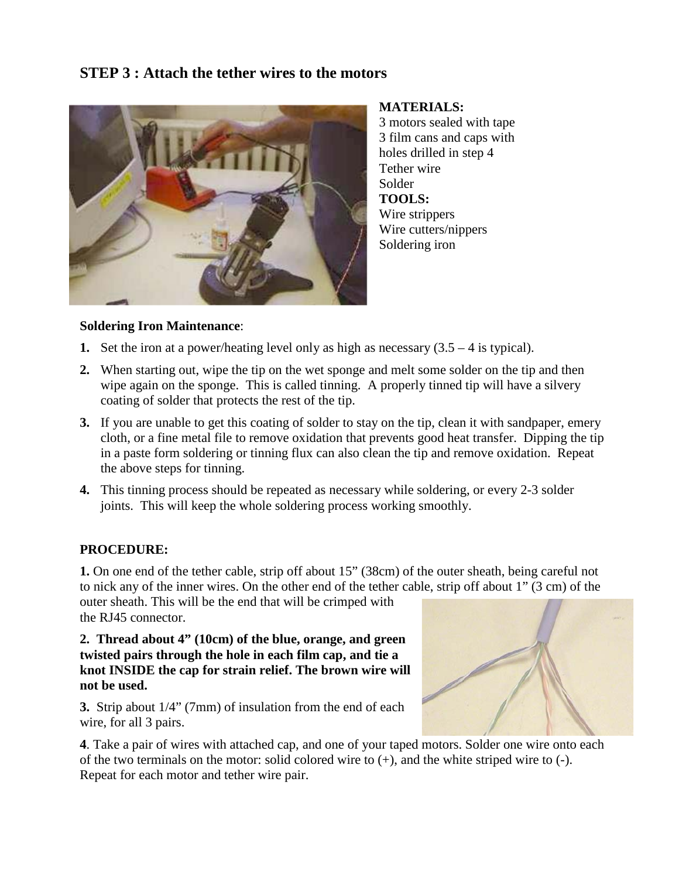## STEP 3 : Attach the tether wires to the motors

**MATERIALS:**
3 motors sealed with tape
3 film cans and caps with holes drilled in step 4
Tether wire
Solder

**TOOLS:**
Wire strippers
Wire cutters/nippers
Soldering iron

**Soldering Iron Maintenance**:

1. Set the iron at a power/heating level only as high as necessary (3.5 – 4 is typical).
2. When starting out, wipe the tip on the wet sponge and melt some solder on the tip and then wipe again on the sponge. This is called tinning. A properly tinned tip will have a silvery coating of solder that protects the rest of the tip.
3. If you are unable to get this coating of solder to stay on the tip, clean it with sandpaper, emery cloth, or a fine metal file to remove oxidation that prevents good heat transfer. Dipping the tip in a paste form soldering or tinning flux can also clean the tip and remove oxidation. Repeat the above steps for tinning.
4. This tinning process should be repeated as necessary while soldering, or every 2-3 solder joints. This will keep the whole soldering process working smoothly.

**PROCEDURE:**

**1.** On one end of the tether cable, strip off about 15" (38cm) of the outer sheath, being careful not to nick any of the inner wires. On the other end of the tether cable, strip off about 1" (3 cm) of the outer sheath. This will be the end that will be crimped with the RJ45 connector.

**2. Thread about 4" (10cm) of the blue, orange, and green twisted pairs through the hole in each film cap, and tie a knot INSIDE the cap for strain relief. The brown wire will not be used.**

**3.** Strip about 1/4" (7mm) of insulation from the end of each wire, for all 3 pairs.

**4**. Take a pair of wires with attached cap, and one of your taped motors. Solder one wire onto each of the two terminals on the motor: solid colored wire to (+), and the white striped wire to (-). Repeat for each motor and tether wire pair.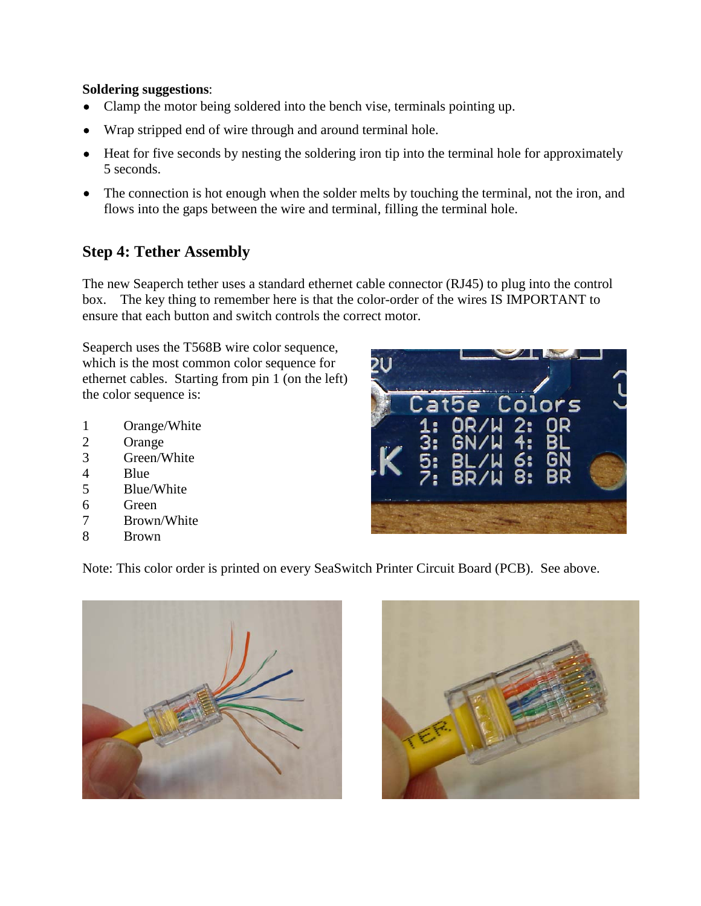**Soldering suggestions**:

- Clamp the motor being soldered into the bench vise, terminals pointing up.
- Wrap stripped end of wire through and around terminal hole.
- Heat for five seconds by nesting the soldering iron tip into the terminal hole for approximately 5 seconds.
- The connection is hot enough when the solder melts by touching the terminal, not the iron, and flows into the gaps between the wire and terminal, filling the terminal hole.

## Step 4: Tether Assembly

The new Seaperch tether uses a standard ethernet cable connector (RJ45) to plug into the control box. The key thing to remember here is that the color-order of the wires IS IMPORTANT to ensure that each button and switch controls the correct motor.

Seaperch uses the T568B wire color sequence, which is the most common color sequence for ethernet cables. Starting from pin 1 (on the left) the color sequence is:

1 Orange/White
2 Orange
3 Green/White
4 Blue
5 Blue/White
6 Green
7 Brown/White
8 Brown

Note: This color order is printed on every SeaSwitch Printer Circuit Board (PCB). See above.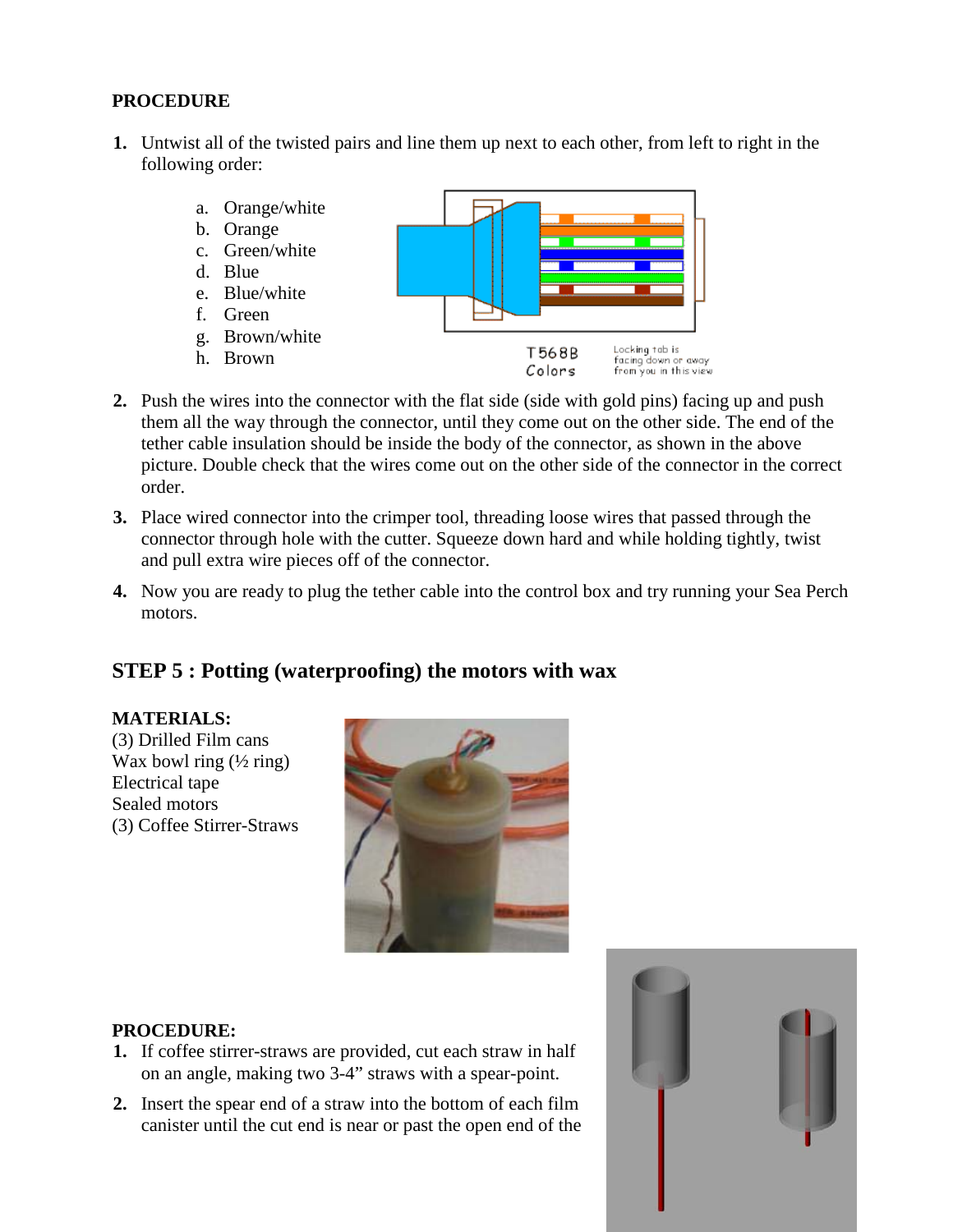**PROCEDURE**

1. Untwist all of the twisted pairs and line them up next to each other, from left to right in the following order:
   a. Orange/white
   b. Orange
   c. Green/white
   d. Blue
   e. Blue/white
   f. Green
   g. Brown/white
   h. Brown

T568B Colors

Locking tab is facing down or away from you in this view

2. Push the wires into the connector with the flat side (side with gold pins) facing up and push them all the way through the connector, until they come out on the other side. The end of the tether cable insulation should be inside the body of the connector, as shown in the above picture. Double check that the wires come out on the other side of the connector in the correct order.
3. Place wired connector into the crimper tool, threading loose wires that passed through the connector through hole with the cutter. Squeeze down hard and while holding tightly, twist and pull extra wire pieces off of the connector.
4. Now you are ready to plug the tether cable into the control box and try running your Sea Perch motors.

## STEP 5 : Potting (waterproofing) the motors with wax

**MATERIALS:**
(3) Drilled Film cans
Wax bowl ring (½ ring)
Electrical tape
Sealed motors
(3) Coffee Stirrer-Straws

**PROCEDURE:**

1. If coffee stirrer-straws are provided, cut each straw in half on an angle, making two 3-4" straws with a spear-point.
2. Insert the spear end of a straw into the bottom of each film canister until the cut end is near or past the open end of the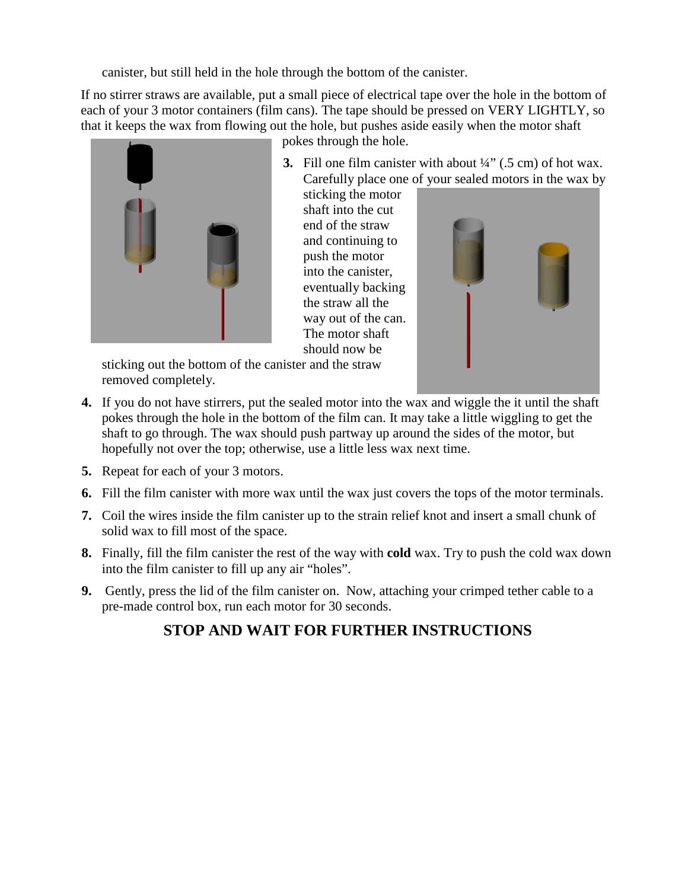canister, but still held in the hole through the bottom of the canister.

If no stirrer straws are available, put a small piece of electrical tape over the hole in the bottom of each of your 3 motor containers (film cans). The tape should be pressed on VERY LIGHTLY, so that it keeps the wax from flowing out the hole, but pushes aside easily when the motor shaft pokes through the hole.

3. Fill one film canister with about ¼” (.5 cm) of hot wax. Carefully place one of your sealed motors in the wax by sticking the motor shaft into the cut end of the straw and continuing to push the motor into the canister, eventually backing the straw all the way out of the can. The motor shaft should now be sticking out the bottom of the canister and the straw removed completely.
4. If you do not have stirrers, put the sealed motor into the wax and wiggle the it until the shaft pokes through the hole in the bottom of the film can. It may take a little wiggling to get the shaft to go through. The wax should push partway up around the sides of the motor, but hopefully not over the top; otherwise, use a little less wax next time.
5. Repeat for each of your 3 motors.
6. Fill the film canister with more wax until the wax just covers the tops of the motor terminals.
7. Coil the wires inside the film canister up to the strain relief knot and insert a small chunk of solid wax to fill most of the space.
8. Finally, fill the film canister the rest of the way with **cold** wax. Try to push the cold wax down into the film canister to fill up any air “holes”.
9. Gently, press the lid of the film canister on. Now, attaching your crimped tether cable to a pre-made control box, run each motor for 30 seconds.

**STOP AND WAIT FOR FURTHER INSTRUCTIONS**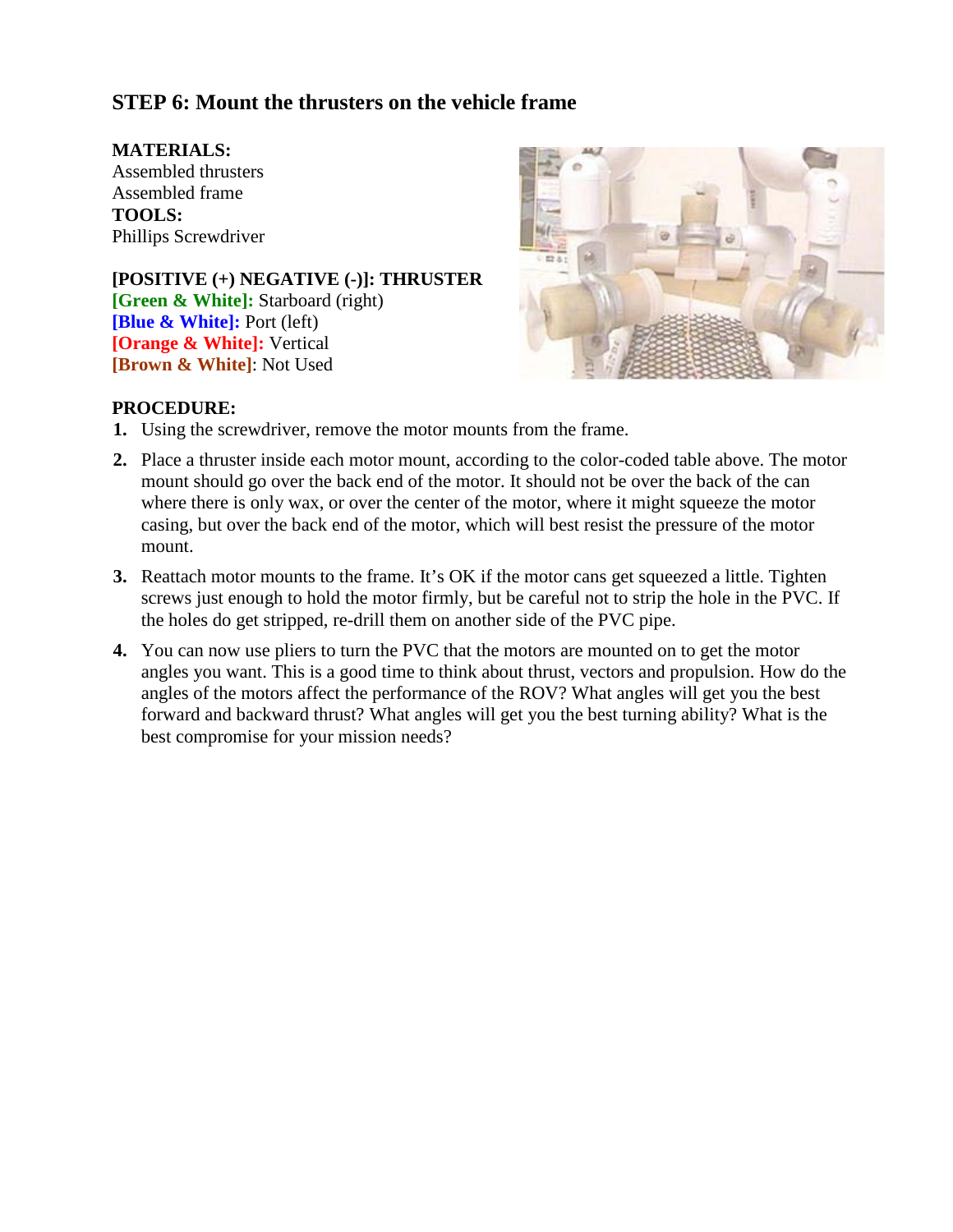## STEP 6: Mount the thrusters on the vehicle frame

**MATERIALS:**
Assembled thrusters
Assembled frame
**TOOLS:**
Phillips Screwdriver

**[POSITIVE (+) NEGATIVE (-)]: THRUSTER**
**[Green & White]:** Starboard (right)
**[Blue & White]:** Port (left)
**[Orange & White]:** Vertical
**[Brown & White]**: Not Used

**PROCEDURE:**

1. Using the screwdriver, remove the motor mounts from the frame.
2. Place a thruster inside each motor mount, according to the color-coded table above. The motor mount should go over the back end of the motor. It should not be over the back of the can where there is only wax, or over the center of the motor, where it might squeeze the motor casing, but over the back end of the motor, which will best resist the pressure of the motor mount.
3. Reattach motor mounts to the frame. It's OK if the motor cans get squeezed a little. Tighten screws just enough to hold the motor firmly, but be careful not to strip the hole in the PVC. If the holes do get stripped, re-drill them on another side of the PVC pipe.
4. You can now use pliers to turn the PVC that the motors are mounted on to get the motor angles you want. This is a good time to think about thrust, vectors and propulsion. How do the angles of the motors affect the performance of the ROV? What angles will get you the best forward and backward thrust? What angles will get you the best turning ability? What is the best compromise for your mission needs?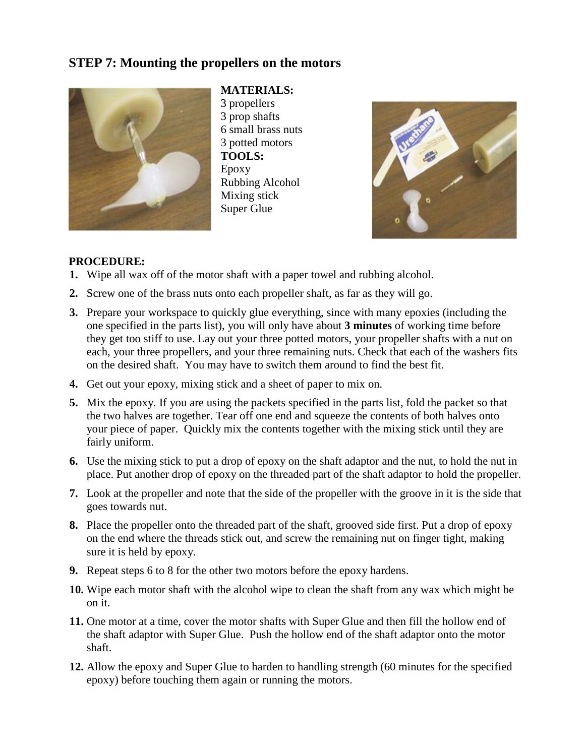## STEP 7: Mounting the propellers on the motors

**MATERIALS:**
3 propellers
3 prop shafts
6 small brass nuts
3 potted motors
**TOOLS:**
Epoxy
Rubbing Alcohol
Mixing stick
Super Glue

**PROCEDURE:**

1. Wipe all wax off of the motor shaft with a paper towel and rubbing alcohol.
2. Screw one of the brass nuts onto each propeller shaft, as far as they will go.
3. Prepare your workspace to quickly glue everything, since with many epoxies (including the one specified in the parts list), you will only have about **3 minutes** of working time before they get too stiff to use. Lay out your three potted motors, your propeller shafts with a nut on each, your three propellers, and your three remaining nuts. Check that each of the washers fits on the desired shaft. You may have to switch them around to find the best fit.
4. Get out your epoxy, mixing stick and a sheet of paper to mix on.
5. Mix the epoxy. If you are using the packets specified in the parts list, fold the packet so that the two halves are together. Tear off one end and squeeze the contents of both halves onto your piece of paper. Quickly mix the contents together with the mixing stick until they are fairly uniform.
6. Use the mixing stick to put a drop of epoxy on the shaft adaptor and the nut, to hold the nut in place. Put another drop of epoxy on the threaded part of the shaft adaptor to hold the propeller.
7. Look at the propeller and note that the side of the propeller with the groove in it is the side that goes towards nut.
8. Place the propeller onto the threaded part of the shaft, grooved side first. Put a drop of epoxy on the end where the threads stick out, and screw the remaining nut on finger tight, making sure it is held by epoxy.
9. Repeat steps 6 to 8 for the other two motors before the epoxy hardens.
10. Wipe each motor shaft with the alcohol wipe to clean the shaft from any wax which might be on it.
11. One motor at a time, cover the motor shafts with Super Glue and then fill the hollow end of the shaft adaptor with Super Glue. Push the hollow end of the shaft adaptor onto the motor shaft.
12. Allow the epoxy and Super Glue to harden to handling strength (60 minutes for the specified epoxy) before touching them again or running the motors.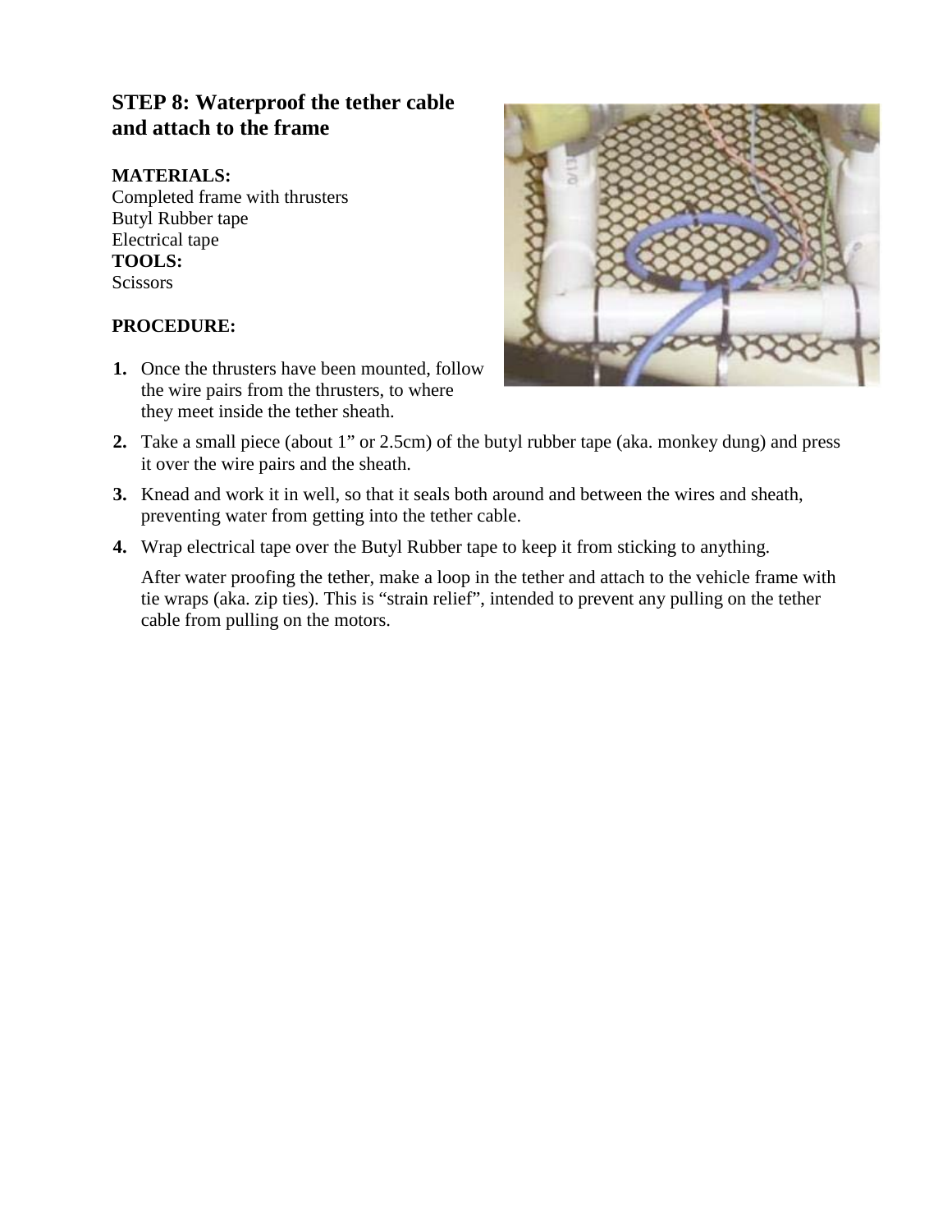## STEP 8: Waterproof the tether cable and attach to the frame

**MATERIALS:**
Completed frame with thrusters
Butyl Rubber tape
Electrical tape
**TOOLS:**
Scissors

**PROCEDURE:**

1. Once the thrusters have been mounted, follow the wire pairs from the thrusters, to where they meet inside the tether sheath.
2. Take a small piece (about 1" or 2.5cm) of the butyl rubber tape (aka. monkey dung) and press it over the wire pairs and the sheath.
3. Knead and work it in well, so that it seals both around and between the wires and sheath, preventing water from getting into the tether cable.
4. Wrap electrical tape over the Butyl Rubber tape to keep it from sticking to anything.

   After water proofing the tether, make a loop in the tether and attach to the vehicle frame with tie wraps (aka. zip ties). This is "strain relief", intended to prevent any pulling on the tether cable from pulling on the motors.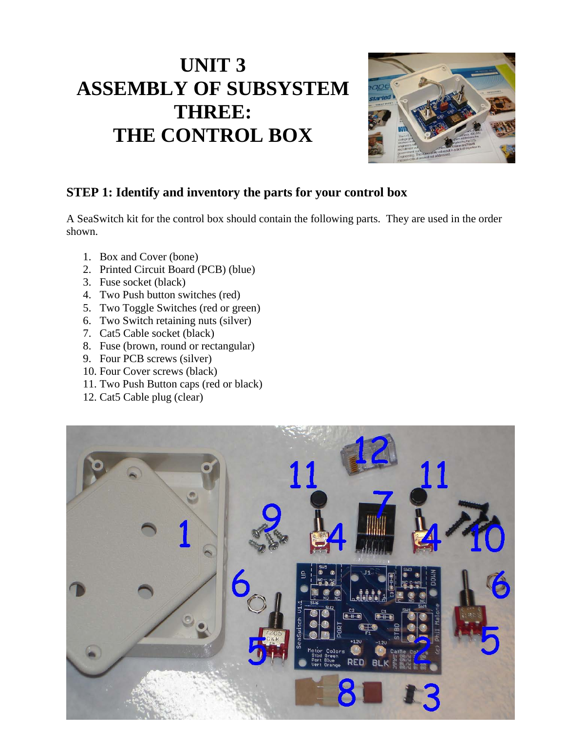# UNIT 3
# ASSEMBLY OF SUBSYSTEM THREE: THE CONTROL BOX

### STEP 1: Identify and inventory the parts for your control box

A SeaSwitch kit for the control box should contain the following parts. They are used in the order shown.

1. Box and Cover (bone)
2. Printed Circuit Board (PCB) (blue)
3. Fuse socket (black)
4. Two Push button switches (red)
5. Two Toggle Switches (red or green)
6. Two Switch retaining nuts (silver)
7. Cat5 Cable socket (black)
8. Fuse (brown, round or rectangular)
9. Four PCB screws (silver)
10. Four Cover screws (black)
11. Two Push Button caps (red or black)
12. Cat5 Cable plug (clear)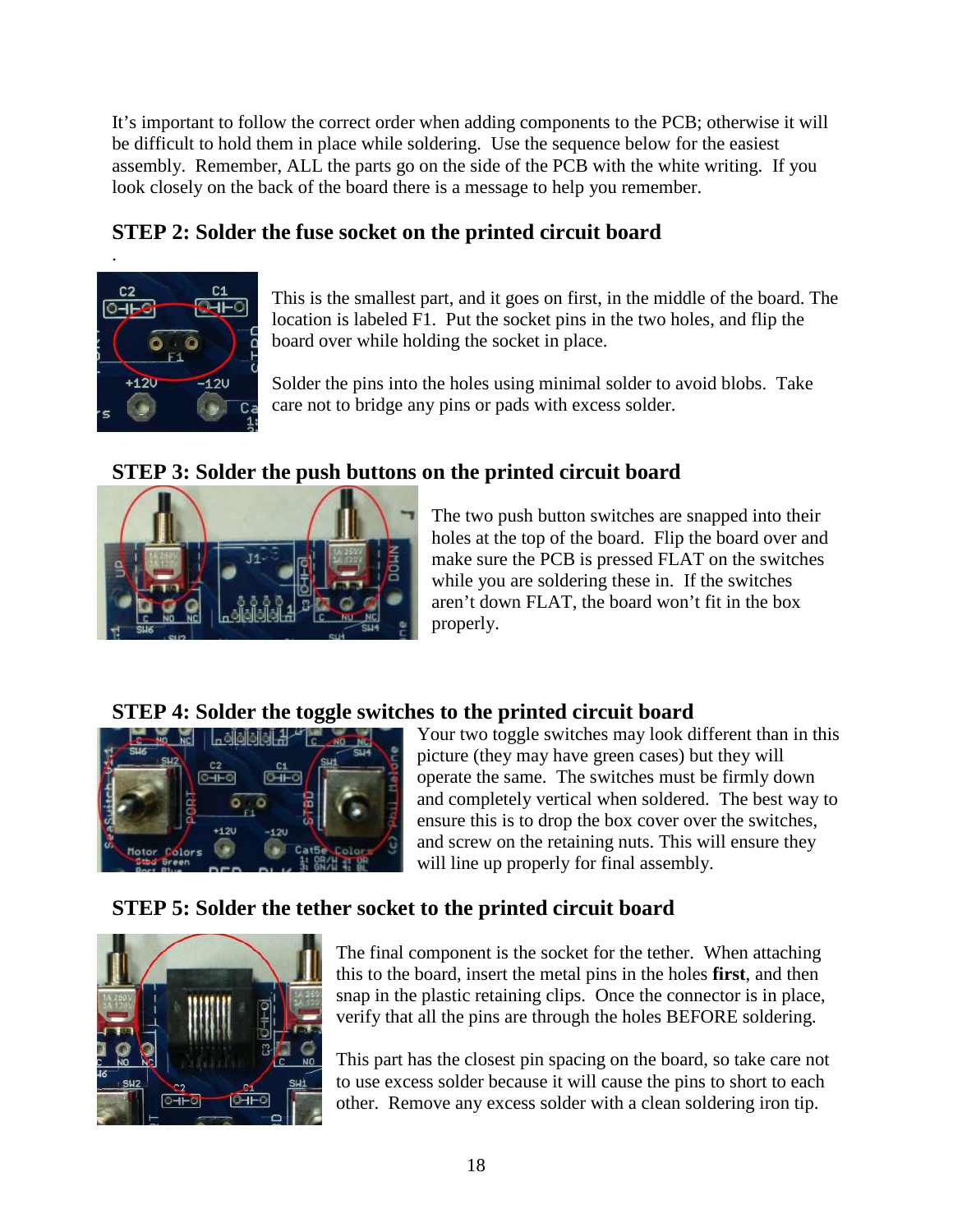It's important to follow the correct order when adding components to the PCB; otherwise it will be difficult to hold them in place while soldering. Use the sequence below for the easiest assembly. Remember, ALL the parts go on the side of the PCB with the white writing. If you look closely on the back of the board there is a message to help you remember.

## STEP 2: Solder the fuse socket on the printed circuit board

This is the smallest part, and it goes on first, in the middle of the board. The location is labeled F1. Put the socket pins in the two holes, and flip the board over while holding the socket in place.

Solder the pins into the holes using minimal solder to avoid blobs. Take care not to bridge any pins or pads with excess solder.

## STEP 3: Solder the push buttons on the printed circuit board

The two push button switches are snapped into their holes at the top of the board. Flip the board over and make sure the PCB is pressed FLAT on the switches while you are soldering these in. If the switches aren't down FLAT, the board won't fit in the box properly.

## STEP 4: Solder the toggle switches to the printed circuit board

Your two toggle switches may look different than in this picture (they may have green cases) but they will operate the same. The switches must be firmly down and completely vertical when soldered. The best way to ensure this is to drop the box cover over the switches, and screw on the retaining nuts. This will ensure they will line up properly for final assembly.

## STEP 5: Solder the tether socket to the printed circuit board

The final component is the socket for the tether. When attaching this to the board, insert the metal pins in the holes **first**, and then snap in the plastic retaining clips. Once the connector is in place, verify that all the pins are through the holes BEFORE soldering.

This part has the closest pin spacing on the board, so take care not to use excess solder because it will cause the pins to short to each other. Remove any excess solder with a clean soldering iron tip.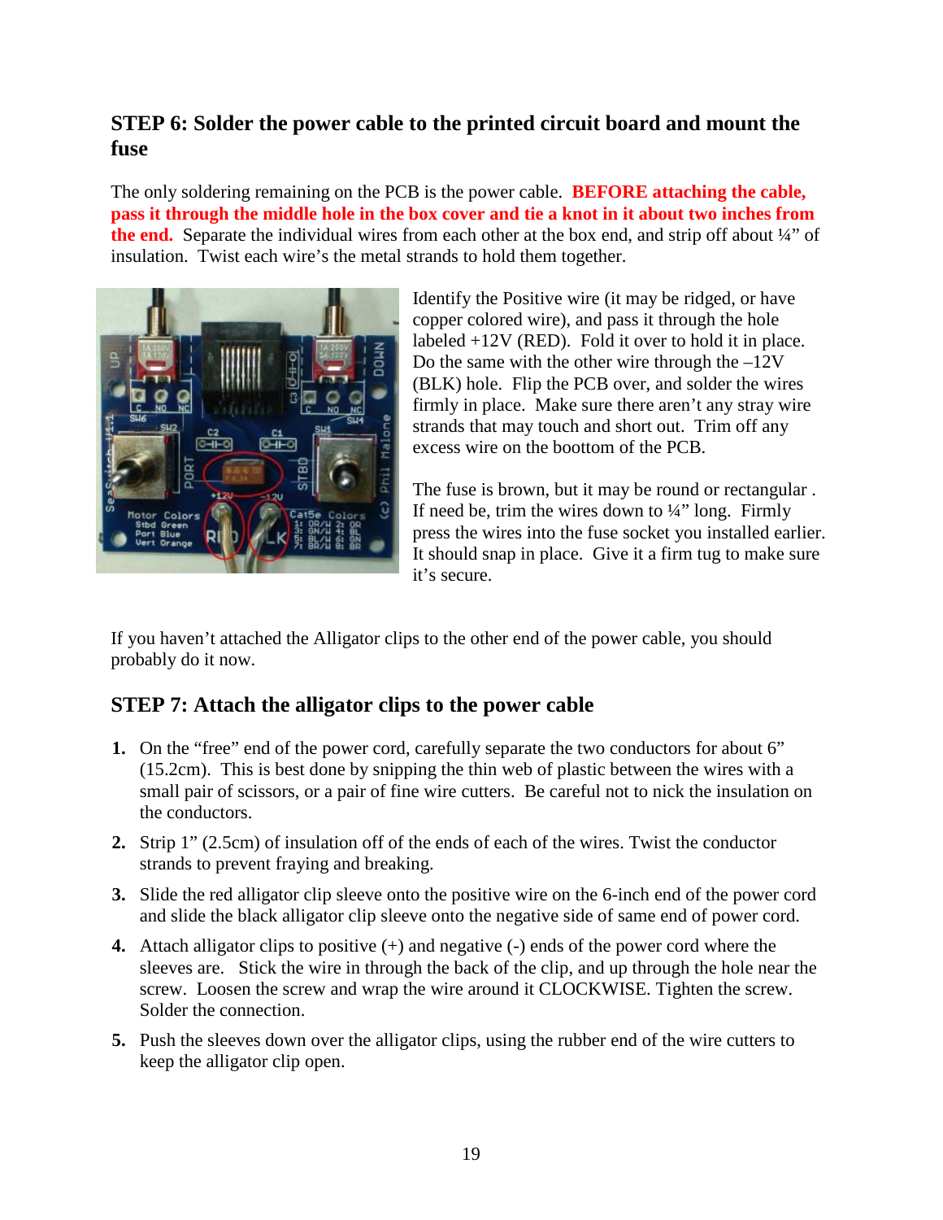## STEP 6: Solder the power cable to the printed circuit board and mount the fuse

The only soldering remaining on the PCB is the power cable. **BEFORE attaching the cable, pass it through the middle hole in the box cover and tie a knot in it about two inches from the end.** Separate the individual wires from each other at the box end, and strip off about ¼" of insulation. Twist each wire's the metal strands to hold them together.

Identify the Positive wire (it may be ridged, or have copper colored wire), and pass it through the hole labeled +12V (RED). Fold it over to hold it in place. Do the same with the other wire through the –12V (BLK) hole. Flip the PCB over, and solder the wires firmly in place. Make sure there aren't any stray wire strands that may touch and short out. Trim off any excess wire on the boottom of the PCB.

The fuse is brown, but it may be round or rectangular . If need be, trim the wires down to ¼" long. Firmly press the wires into the fuse socket you installed earlier. It should snap in place. Give it a firm tug to make sure it's secure.

If you haven't attached the Alligator clips to the other end of the power cable, you should probably do it now.

## STEP 7: Attach the alligator clips to the power cable

1. On the "free" end of the power cord, carefully separate the two conductors for about 6" (15.2cm). This is best done by snipping the thin web of plastic between the wires with a small pair of scissors, or a pair of fine wire cutters. Be careful not to nick the insulation on the conductors.
2. Strip 1" (2.5cm) of insulation off of the ends of each of the wires. Twist the conductor strands to prevent fraying and breaking.
3. Slide the red alligator clip sleeve onto the positive wire on the 6-inch end of the power cord and slide the black alligator clip sleeve onto the negative side of same end of power cord.
4. Attach alligator clips to positive (+) and negative (-) ends of the power cord where the sleeves are. Stick the wire in through the back of the clip, and up through the hole near the screw. Loosen the screw and wrap the wire around it CLOCKWISE. Tighten the screw. Solder the connection.
5. Push the sleeves down over the alligator clips, using the rubber end of the wire cutters to keep the alligator clip open.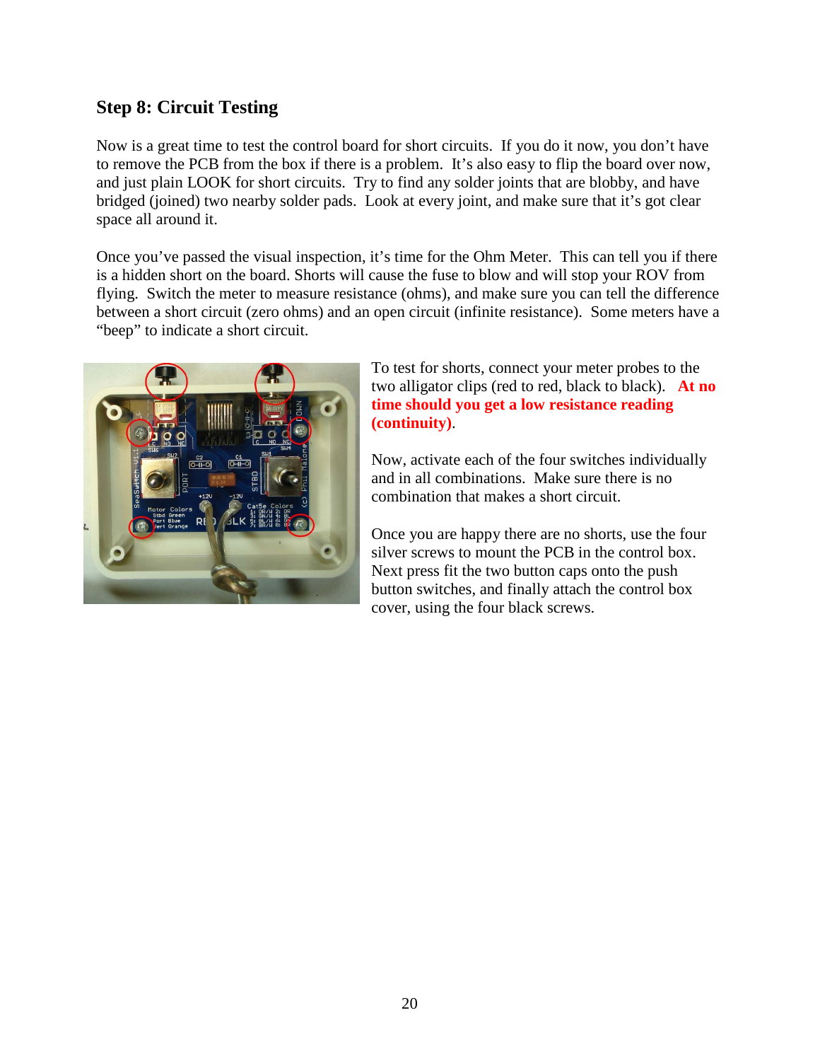## Step 8: Circuit Testing

Now is a great time to test the control board for short circuits. If you do it now, you don't have to remove the PCB from the box if there is a problem. It's also easy to flip the board over now, and just plain LOOK for short circuits. Try to find any solder joints that are blobby, and have bridged (joined) two nearby solder pads. Look at every joint, and make sure that it's got clear space all around it.

Once you've passed the visual inspection, it's time for the Ohm Meter. This can tell you if there is a hidden short on the board. Shorts will cause the fuse to blow and will stop your ROV from flying. Switch the meter to measure resistance (ohms), and make sure you can tell the difference between a short circuit (zero ohms) and an open circuit (infinite resistance). Some meters have a "beep" to indicate a short circuit.

To test for shorts, connect your meter probes to the two alligator clips (red to red, black to black). **At no time should you get a low resistance reading (continuity)**.

Now, activate each of the four switches individually and in all combinations. Make sure there is no combination that makes a short circuit.

Once you are happy there are no shorts, use the four silver screws to mount the PCB in the control box. Next press fit the two button caps onto the push button switches, and finally attach the control box cover, using the four black screws.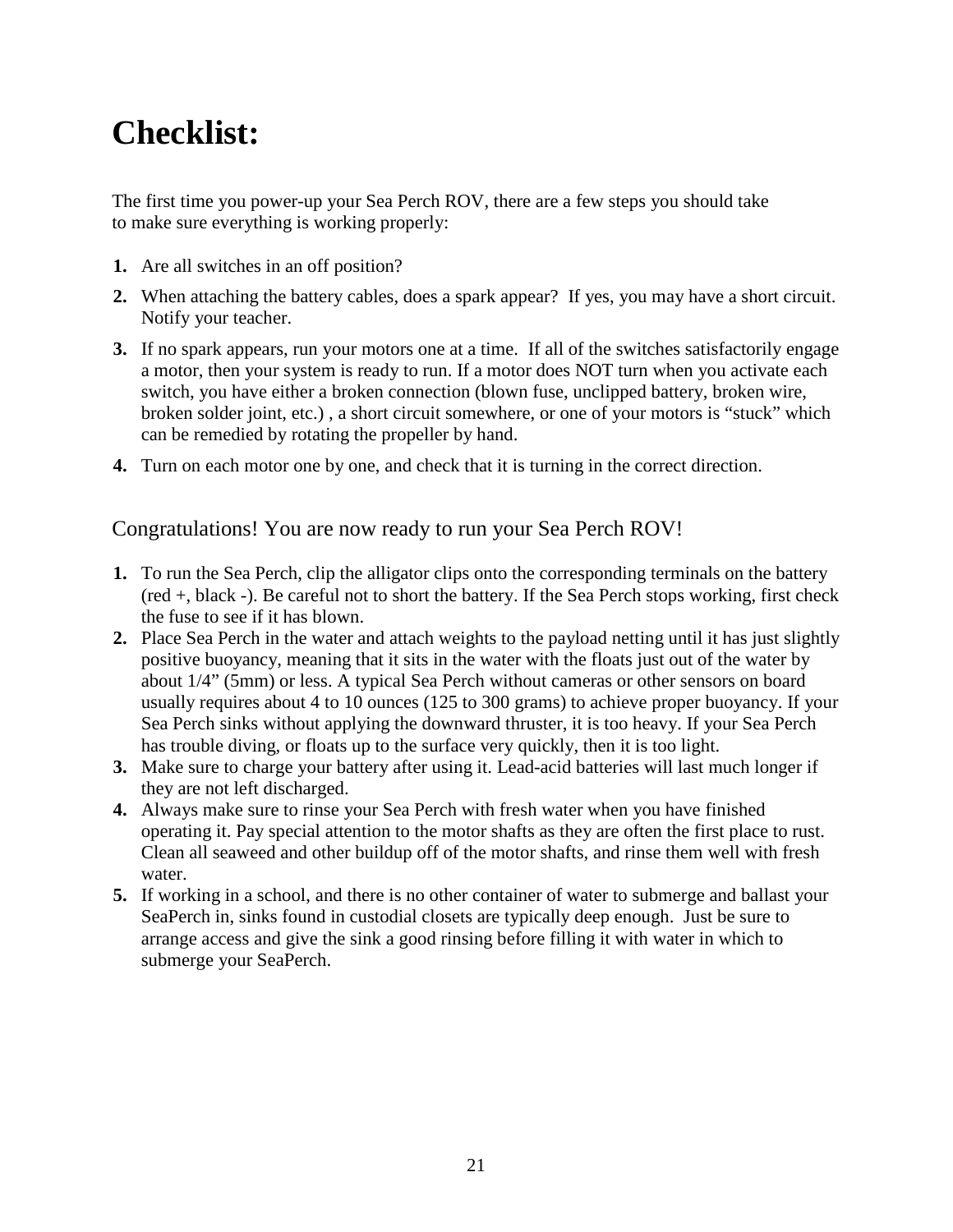# Checklist:

The first time you power-up your Sea Perch ROV, there are a few steps you should take to make sure everything is working properly:

1. Are all switches in an off position?
2. When attaching the battery cables, does a spark appear? If yes, you may have a short circuit. Notify your teacher.
3. If no spark appears, run your motors one at a time. If all of the switches satisfactorily engage a motor, then your system is ready to run. If a motor does NOT turn when you activate each switch, you have either a broken connection (blown fuse, unclipped battery, broken wire, broken solder joint, etc.) , a short circuit somewhere, or one of your motors is "stuck" which can be remedied by rotating the propeller by hand.
4. Turn on each motor one by one, and check that it is turning in the correct direction.

Congratulations! You are now ready to run your Sea Perch ROV!

1. To run the Sea Perch, clip the alligator clips onto the corresponding terminals on the battery (red +, black -). Be careful not to short the battery. If the Sea Perch stops working, first check the fuse to see if it has blown.
2. Place Sea Perch in the water and attach weights to the payload netting until it has just slightly positive buoyancy, meaning that it sits in the water with the floats just out of the water by about 1/4" (5mm) or less. A typical Sea Perch without cameras or other sensors on board usually requires about 4 to 10 ounces (125 to 300 grams) to achieve proper buoyancy. If your Sea Perch sinks without applying the downward thruster, it is too heavy. If your Sea Perch has trouble diving, or floats up to the surface very quickly, then it is too light.
3. Make sure to charge your battery after using it. Lead-acid batteries will last much longer if they are not left discharged.
4. Always make sure to rinse your Sea Perch with fresh water when you have finished operating it. Pay special attention to the motor shafts as they are often the first place to rust. Clean all seaweed and other buildup off of the motor shafts, and rinse them well with fresh water.
5. If working in a school, and there is no other container of water to submerge and ballast your SeaPerch in, sinks found in custodial closets are typically deep enough. Just be sure to arrange access and give the sink a good rinsing before filling it with water in which to submerge your SeaPerch.